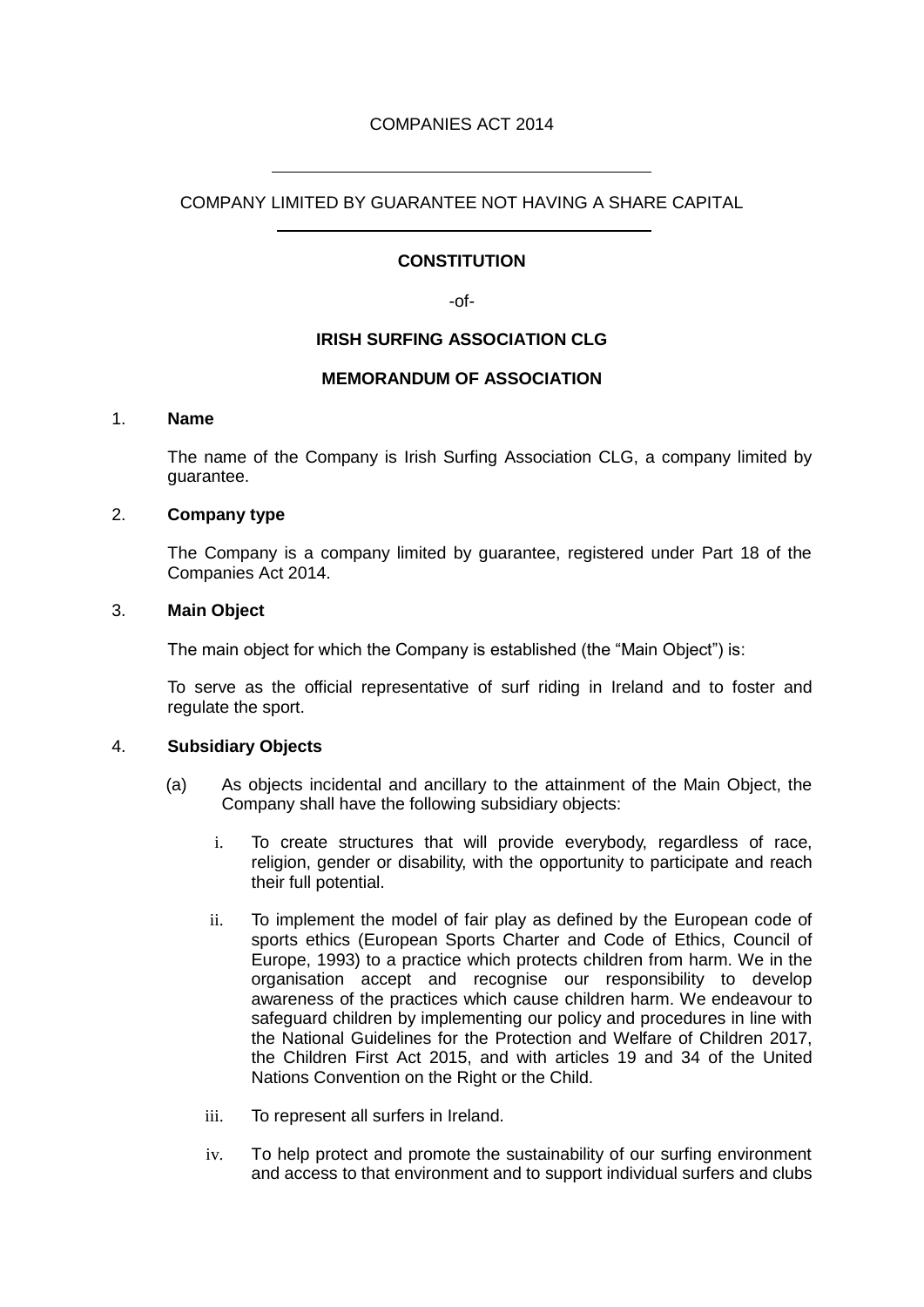COMPANIES ACT 2014

COMPANY LIMITED BY GUARANTEE NOT HAVING A SHARE CAPITAL

**CONSTITUTION**

-of-

**IRISH SURFING ASSOCIATION CLG**

**MEMORANDUM OF ASSOCIATION**

1. **Name**

   The name of the Company is Irish Surfing Association CLG, a company limited by guarantee.

2. **Company type**

   The Company is a company limited by guarantee, registered under Part 18 of the Companies Act 2014.

3. **Main Object**

   The main object for which the Company is established (the "Main Object") is:

   To serve as the official representative of surf riding in Ireland and to foster and regulate the sport.

4. **Subsidiary Objects**

   (a) As objects incidental and ancillary to the attainment of the Main Object, the Company shall have the following subsidiary objects:

   i. To create structures that will provide everybody, regardless of race, religion, gender or disability, with the opportunity to participate and reach their full potential.

   ii. To implement the model of fair play as defined by the European code of sports ethics (European Sports Charter and Code of Ethics, Council of Europe, 1993) to a practice which protects children from harm. We in the organisation accept and recognise our responsibility to develop awareness of the practices which cause children harm. We endeavour to safeguard children by implementing our policy and procedures in line with the National Guidelines for the Protection and Welfare of Children 2017, the Children First Act 2015, and with articles 19 and 34 of the United Nations Convention on the Right or the Child.

   iii. To represent all surfers in Ireland.

   iv. To help protect and promote the sustainability of our surfing environment and access to that environment and to support individual surfers and clubs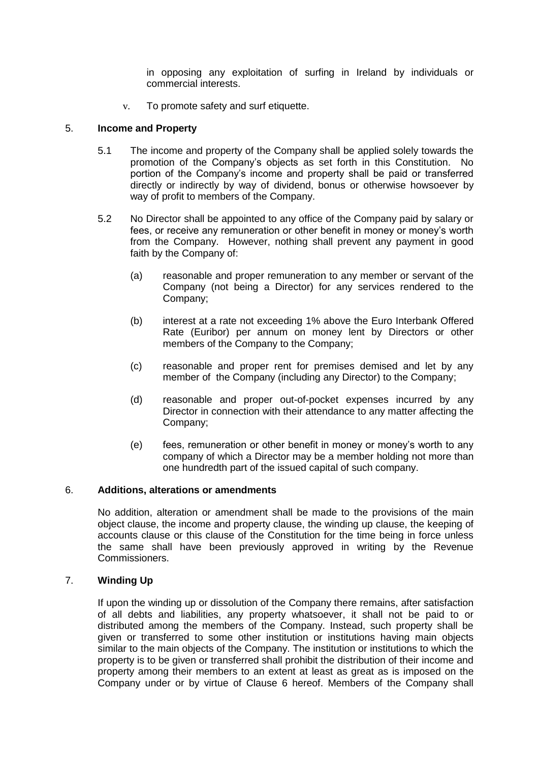in opposing any exploitation of surfing in Ireland by individuals or commercial interests.

v. To promote safety and surf etiquette.

5. **Income and Property**

5.1 The income and property of the Company shall be applied solely towards the promotion of the Company's objects as set forth in this Constitution. No portion of the Company's income and property shall be paid or transferred directly or indirectly by way of dividend, bonus or otherwise howsoever by way of profit to members of the Company.

5.2 No Director shall be appointed to any office of the Company paid by salary or fees, or receive any remuneration or other benefit in money or money's worth from the Company. However, nothing shall prevent any payment in good faith by the Company of:

(a) reasonable and proper remuneration to any member or servant of the Company (not being a Director) for any services rendered to the Company;

(b) interest at a rate not exceeding 1% above the Euro Interbank Offered Rate (Euribor) per annum on money lent by Directors or other members of the Company to the Company;

(c) reasonable and proper rent for premises demised and let by any member of the Company (including any Director) to the Company;

(d) reasonable and proper out-of-pocket expenses incurred by any Director in connection with their attendance to any matter affecting the Company;

(e) fees, remuneration or other benefit in money or money's worth to any company of which a Director may be a member holding not more than one hundredth part of the issued capital of such company.

6. **Additions, alterations or amendments**

No addition, alteration or amendment shall be made to the provisions of the main object clause, the income and property clause, the winding up clause, the keeping of accounts clause or this clause of the Constitution for the time being in force unless the same shall have been previously approved in writing by the Revenue Commissioners.

7. **Winding Up**

If upon the winding up or dissolution of the Company there remains, after satisfaction of all debts and liabilities, any property whatsoever, it shall not be paid to or distributed among the members of the Company. Instead, such property shall be given or transferred to some other institution or institutions having main objects similar to the main objects of the Company. The institution or institutions to which the property is to be given or transferred shall prohibit the distribution of their income and property among their members to an extent at least as great as is imposed on the Company under or by virtue of Clause 6 hereof. Members of the Company shall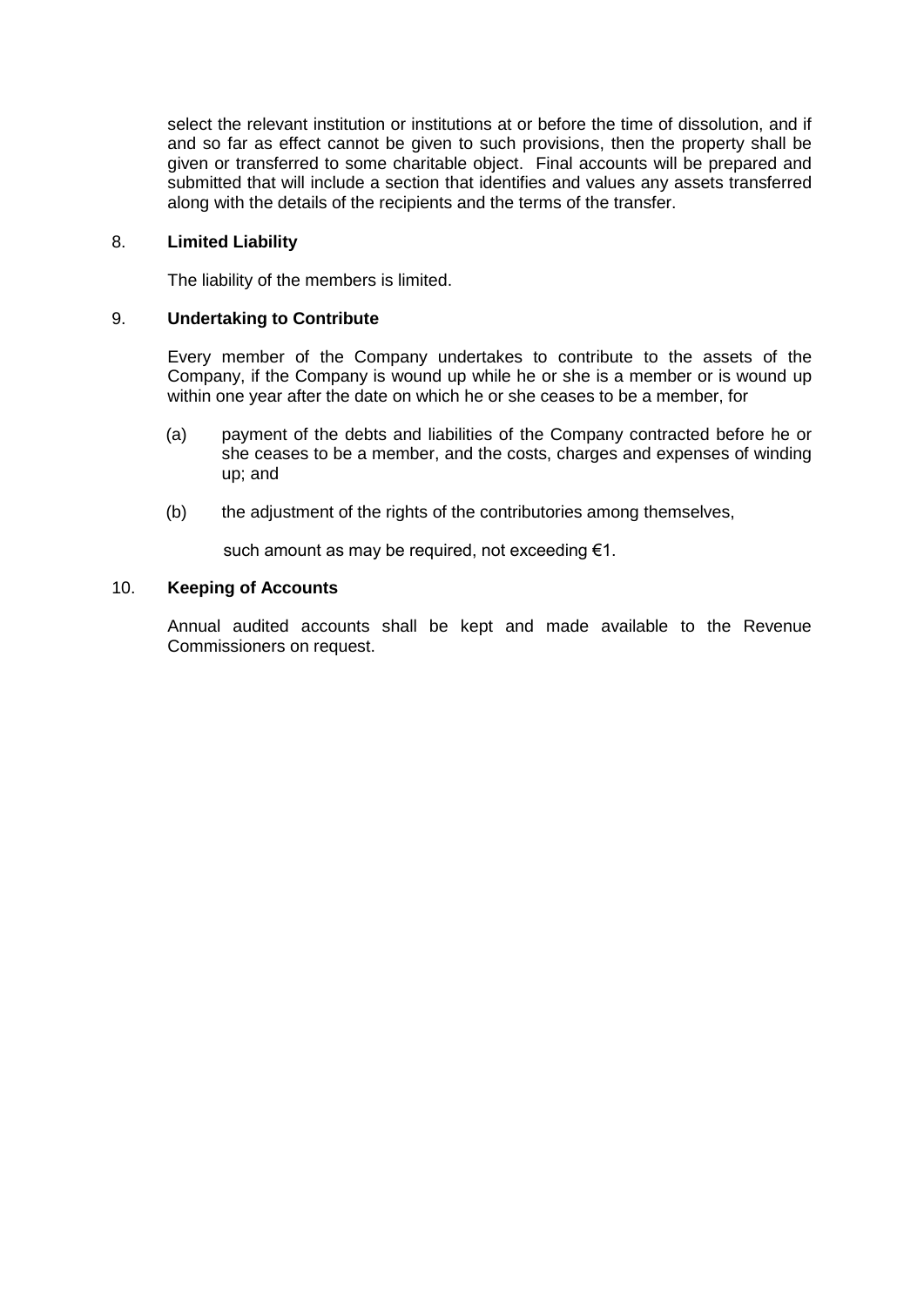select the relevant institution or institutions at or before the time of dissolution, and if and so far as effect cannot be given to such provisions, then the property shall be given or transferred to some charitable object. Final accounts will be prepared and submitted that will include a section that identifies and values any assets transferred along with the details of the recipients and the terms of the transfer.

## 8. Limited Liability

The liability of the members is limited.

## 9. Undertaking to Contribute

Every member of the Company undertakes to contribute to the assets of the Company, if the Company is wound up while he or she is a member or is wound up within one year after the date on which he or she ceases to be a member, for

(a) payment of the debts and liabilities of the Company contracted before he or she ceases to be a member, and the costs, charges and expenses of winding up; and

(b) the adjustment of the rights of the contributories among themselves,

such amount as may be required, not exceeding €1.

## 10. Keeping of Accounts

Annual audited accounts shall be kept and made available to the Revenue Commissioners on request.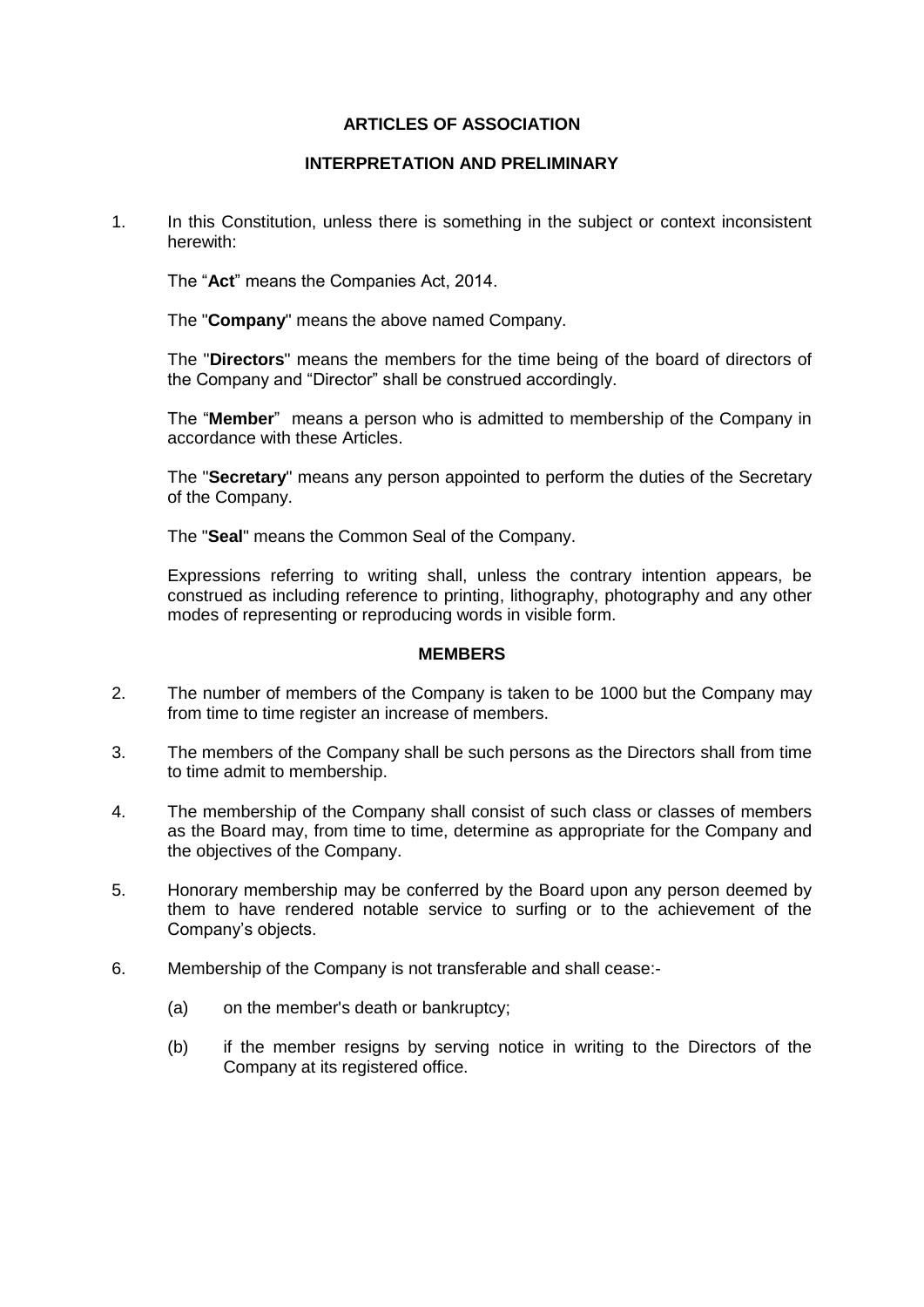## ARTICLES OF ASSOCIATION

### INTERPRETATION AND PRELIMINARY

1. In this Constitution, unless there is something in the subject or context inconsistent herewith:

   The "**Act**" means the Companies Act, 2014.

   The "**Company**" means the above named Company.

   The "**Directors**" means the members for the time being of the board of directors of the Company and "Director" shall be construed accordingly.

   The "**Member**" means a person who is admitted to membership of the Company in accordance with these Articles.

   The "**Secretary**" means any person appointed to perform the duties of the Secretary of the Company.

   The "**Seal**" means the Common Seal of the Company.

   Expressions referring to writing shall, unless the contrary intention appears, be construed as including reference to printing, lithography, photography and any other modes of representing or reproducing words in visible form.

### MEMBERS

2. The number of members of the Company is taken to be 1000 but the Company may from time to time register an increase of members.

3. The members of the Company shall be such persons as the Directors shall from time to time admit to membership.

4. The membership of the Company shall consist of such class or classes of members as the Board may, from time to time, determine as appropriate for the Company and the objectives of the Company.

5. Honorary membership may be conferred by the Board upon any person deemed by them to have rendered notable service to surfing or to the achievement of the Company's objects.

6. Membership of the Company is not transferable and shall cease:-

   (a) on the member's death or bankruptcy;

   (b) if the member resigns by serving notice in writing to the Directors of the Company at its registered office.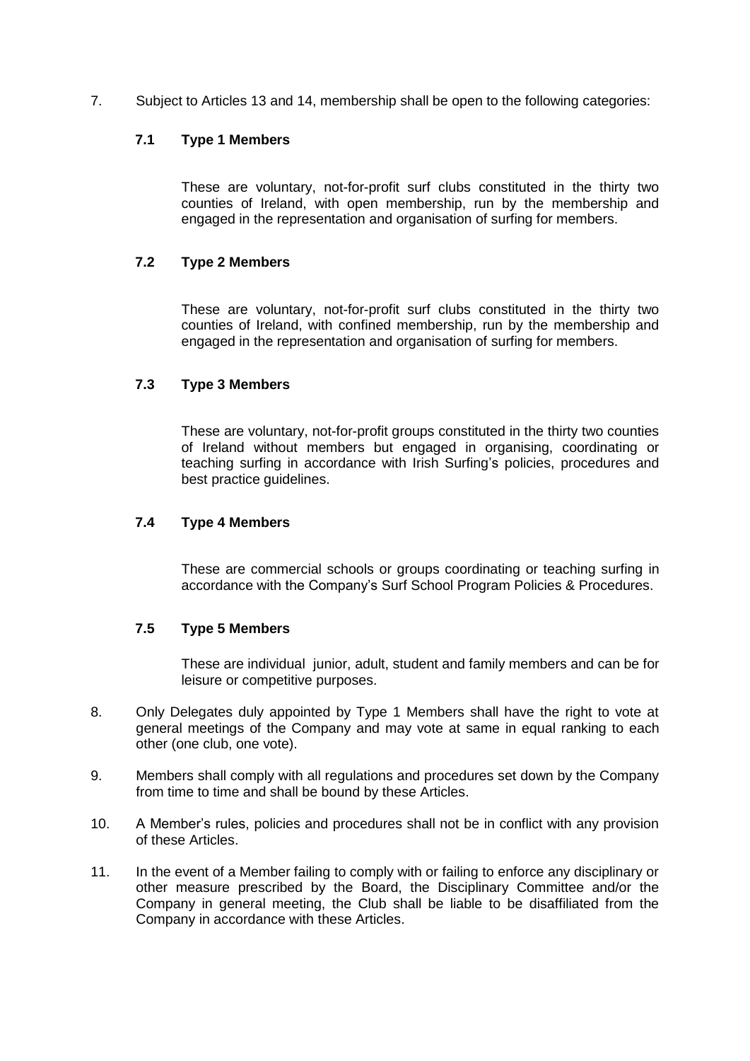7. Subject to Articles 13 and 14, membership shall be open to the following categories:

**7.1 Type 1 Members**

These are voluntary, not-for-profit surf clubs constituted in the thirty two counties of Ireland, with open membership, run by the membership and engaged in the representation and organisation of surfing for members.

**7.2 Type 2 Members**

These are voluntary, not-for-profit surf clubs constituted in the thirty two counties of Ireland, with confined membership, run by the membership and engaged in the representation and organisation of surfing for members.

**7.3 Type 3 Members**

These are voluntary, not-for-profit groups constituted in the thirty two counties of Ireland without members but engaged in organising, coordinating or teaching surfing in accordance with Irish Surfing's policies, procedures and best practice guidelines.

**7.4 Type 4 Members**

These are commercial schools or groups coordinating or teaching surfing in accordance with the Company's Surf School Program Policies & Procedures.

**7.5 Type 5 Members**

These are individual junior, adult, student and family members and can be for leisure or competitive purposes.

8. Only Delegates duly appointed by Type 1 Members shall have the right to vote at general meetings of the Company and may vote at same in equal ranking to each other (one club, one vote).

9. Members shall comply with all regulations and procedures set down by the Company from time to time and shall be bound by these Articles.

10. A Member's rules, policies and procedures shall not be in conflict with any provision of these Articles.

11. In the event of a Member failing to comply with or failing to enforce any disciplinary or other measure prescribed by the Board, the Disciplinary Committee and/or the Company in general meeting, the Club shall be liable to be disaffiliated from the Company in accordance with these Articles.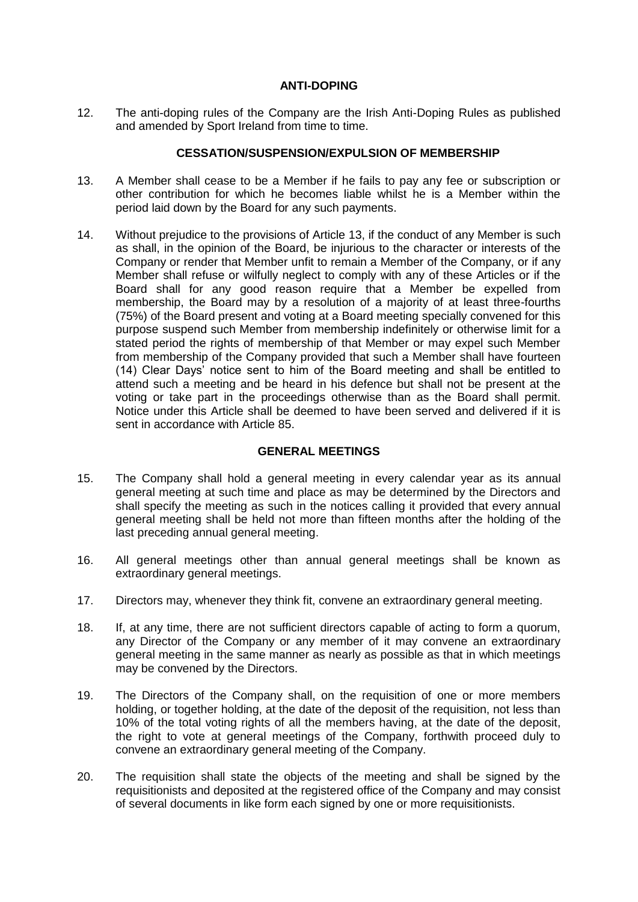## ANTI-DOPING

12. The anti-doping rules of the Company are the Irish Anti-Doping Rules as published and amended by Sport Ireland from time to time.

## CESSATION/SUSPENSION/EXPULSION OF MEMBERSHIP

13. A Member shall cease to be a Member if he fails to pay any fee or subscription or other contribution for which he becomes liable whilst he is a Member within the period laid down by the Board for any such payments.

14. Without prejudice to the provisions of Article 13, if the conduct of any Member is such as shall, in the opinion of the Board, be injurious to the character or interests of the Company or render that Member unfit to remain a Member of the Company, or if any Member shall refuse or wilfully neglect to comply with any of these Articles or if the Board shall for any good reason require that a Member be expelled from membership, the Board may by a resolution of a majority of at least three-fourths (75%) of the Board present and voting at a Board meeting specially convened for this purpose suspend such Member from membership indefinitely or otherwise limit for a stated period the rights of membership of that Member or may expel such Member from membership of the Company provided that such a Member shall have fourteen (14) Clear Days' notice sent to him of the Board meeting and shall be entitled to attend such a meeting and be heard in his defence but shall not be present at the voting or take part in the proceedings otherwise than as the Board shall permit. Notice under this Article shall be deemed to have been served and delivered if it is sent in accordance with Article 85.

## GENERAL MEETINGS

15. The Company shall hold a general meeting in every calendar year as its annual general meeting at such time and place as may be determined by the Directors and shall specify the meeting as such in the notices calling it provided that every annual general meeting shall be held not more than fifteen months after the holding of the last preceding annual general meeting.

16. All general meetings other than annual general meetings shall be known as extraordinary general meetings.

17. Directors may, whenever they think fit, convene an extraordinary general meeting.

18. If, at any time, there are not sufficient directors capable of acting to form a quorum, any Director of the Company or any member of it may convene an extraordinary general meeting in the same manner as nearly as possible as that in which meetings may be convened by the Directors.

19. The Directors of the Company shall, on the requisition of one or more members holding, or together holding, at the date of the deposit of the requisition, not less than 10% of the total voting rights of all the members having, at the date of the deposit, the right to vote at general meetings of the Company, forthwith proceed duly to convene an extraordinary general meeting of the Company.

20. The requisition shall state the objects of the meeting and shall be signed by the requisitionists and deposited at the registered office of the Company and may consist of several documents in like form each signed by one or more requisitionists.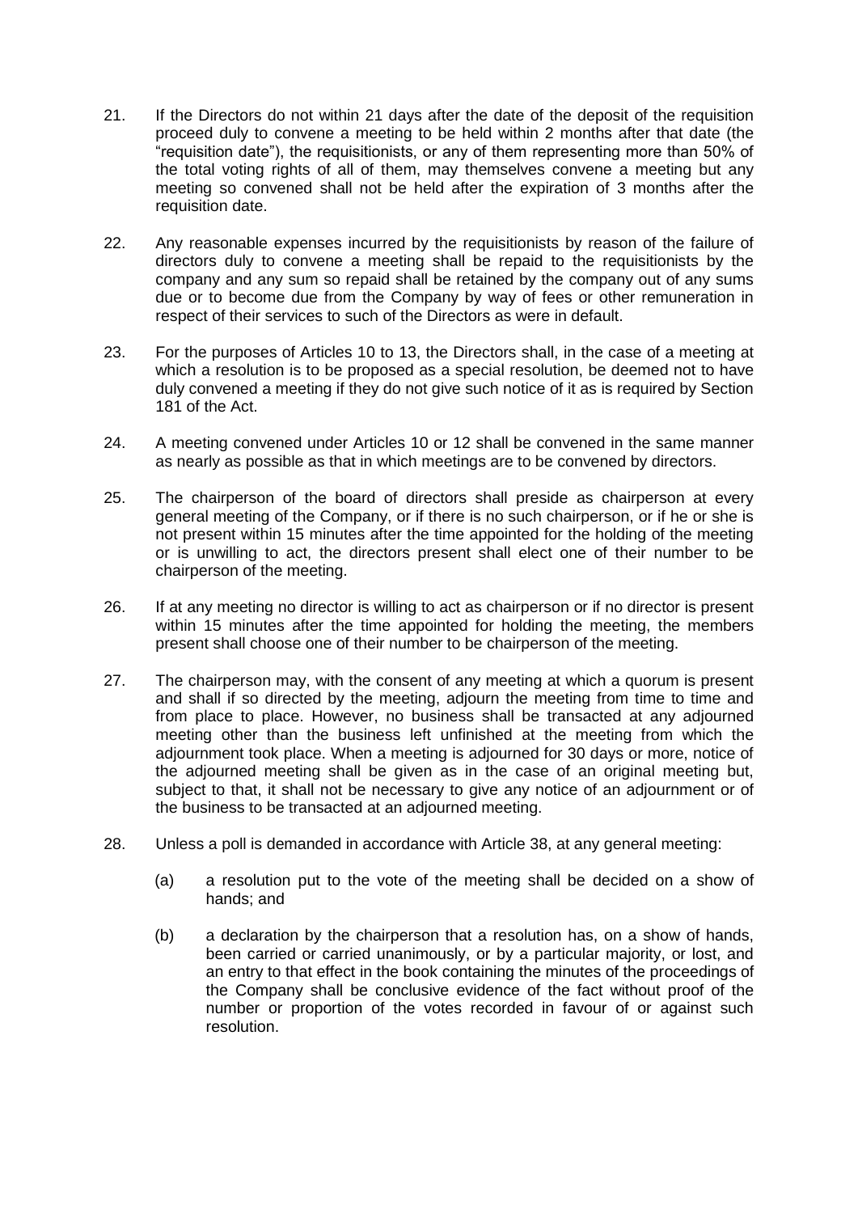21. If the Directors do not within 21 days after the date of the deposit of the requisition proceed duly to convene a meeting to be held within 2 months after that date (the "requisition date"), the requisitionists, or any of them representing more than 50% of the total voting rights of all of them, may themselves convene a meeting but any meeting so convened shall not be held after the expiration of 3 months after the requisition date.

22. Any reasonable expenses incurred by the requisitionists by reason of the failure of directors duly to convene a meeting shall be repaid to the requisitionists by the company and any sum so repaid shall be retained by the company out of any sums due or to become due from the Company by way of fees or other remuneration in respect of their services to such of the Directors as were in default.

23. For the purposes of Articles 10 to 13, the Directors shall, in the case of a meeting at which a resolution is to be proposed as a special resolution, be deemed not to have duly convened a meeting if they do not give such notice of it as is required by Section 181 of the Act.

24. A meeting convened under Articles 10 or 12 shall be convened in the same manner as nearly as possible as that in which meetings are to be convened by directors.

25. The chairperson of the board of directors shall preside as chairperson at every general meeting of the Company, or if there is no such chairperson, or if he or she is not present within 15 minutes after the time appointed for the holding of the meeting or is unwilling to act, the directors present shall elect one of their number to be chairperson of the meeting.

26. If at any meeting no director is willing to act as chairperson or if no director is present within 15 minutes after the time appointed for holding the meeting, the members present shall choose one of their number to be chairperson of the meeting.

27. The chairperson may, with the consent of any meeting at which a quorum is present and shall if so directed by the meeting, adjourn the meeting from time to time and from place to place. However, no business shall be transacted at any adjourned meeting other than the business left unfinished at the meeting from which the adjournment took place. When a meeting is adjourned for 30 days or more, notice of the adjourned meeting shall be given as in the case of an original meeting but, subject to that, it shall not be necessary to give any notice of an adjournment or of the business to be transacted at an adjourned meeting.

28. Unless a poll is demanded in accordance with Article 38, at any general meeting:

    (a) a resolution put to the vote of the meeting shall be decided on a show of hands; and

    (b) a declaration by the chairperson that a resolution has, on a show of hands, been carried or carried unanimously, or by a particular majority, or lost, and an entry to that effect in the book containing the minutes of the proceedings of the Company shall be conclusive evidence of the fact without proof of the number or proportion of the votes recorded in favour of or against such resolution.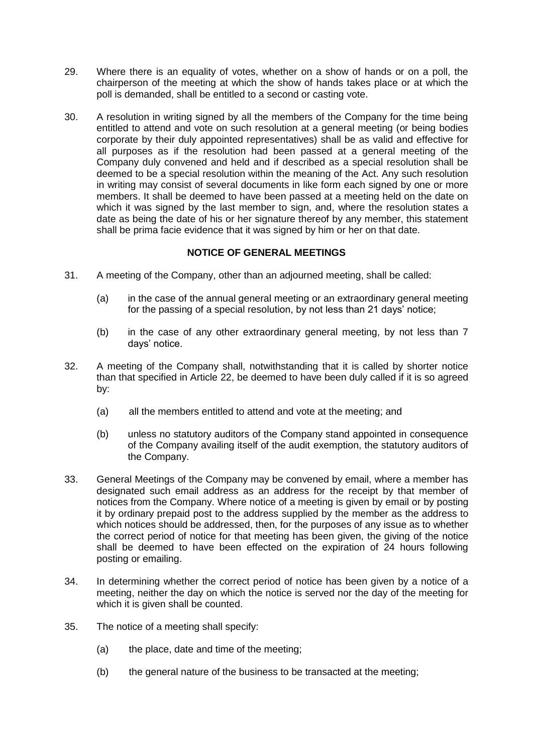29. Where there is an equality of votes, whether on a show of hands or on a poll, the chairperson of the meeting at which the show of hands takes place or at which the poll is demanded, shall be entitled to a second or casting vote.

30. A resolution in writing signed by all the members of the Company for the time being entitled to attend and vote on such resolution at a general meeting (or being bodies corporate by their duly appointed representatives) shall be as valid and effective for all purposes as if the resolution had been passed at a general meeting of the Company duly convened and held and if described as a special resolution shall be deemed to be a special resolution within the meaning of the Act. Any such resolution in writing may consist of several documents in like form each signed by one or more members. It shall be deemed to have been passed at a meeting held on the date on which it was signed by the last member to sign, and, where the resolution states a date as being the date of his or her signature thereof by any member, this statement shall be prima facie evidence that it was signed by him or her on that date.

**NOTICE OF GENERAL MEETINGS**

31. A meeting of the Company, other than an adjourned meeting, shall be called:

    (a) in the case of the annual general meeting or an extraordinary general meeting for the passing of a special resolution, by not less than 21 days' notice;

    (b) in the case of any other extraordinary general meeting, by not less than 7 days' notice.

32. A meeting of the Company shall, notwithstanding that it is called by shorter notice than that specified in Article 22, be deemed to have been duly called if it is so agreed by:

    (a) all the members entitled to attend and vote at the meeting; and

    (b) unless no statutory auditors of the Company stand appointed in consequence of the Company availing itself of the audit exemption, the statutory auditors of the Company.

33. General Meetings of the Company may be convened by email, where a member has designated such email address as an address for the receipt by that member of notices from the Company. Where notice of a meeting is given by email or by posting it by ordinary prepaid post to the address supplied by the member as the address to which notices should be addressed, then, for the purposes of any issue as to whether the correct period of notice for that meeting has been given, the giving of the notice shall be deemed to have been effected on the expiration of 24 hours following posting or emailing.

34. In determining whether the correct period of notice has been given by a notice of a meeting, neither the day on which the notice is served nor the day of the meeting for which it is given shall be counted.

35. The notice of a meeting shall specify:

    (a) the place, date and time of the meeting;

    (b) the general nature of the business to be transacted at the meeting;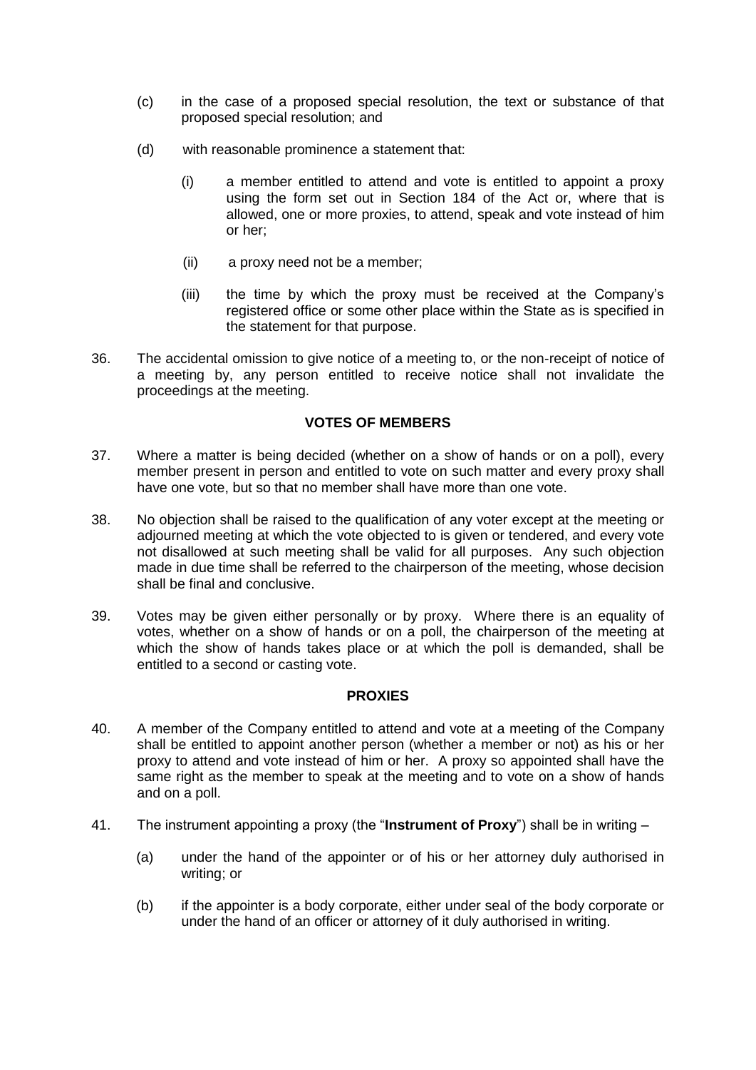(c) in the case of a proposed special resolution, the text or substance of that proposed special resolution; and

(d) with reasonable prominence a statement that:

   (i) a member entitled to attend and vote is entitled to appoint a proxy using the form set out in Section 184 of the Act or, where that is allowed, one or more proxies, to attend, speak and vote instead of him or her;

   (ii) a proxy need not be a member;

   (iii) the time by which the proxy must be received at the Company's registered office or some other place within the State as is specified in the statement for that purpose.

36. The accidental omission to give notice of a meeting to, or the non-receipt of notice of a meeting by, any person entitled to receive notice shall not invalidate the proceedings at the meeting.

## VOTES OF MEMBERS

37. Where a matter is being decided (whether on a show of hands or on a poll), every member present in person and entitled to vote on such matter and every proxy shall have one vote, but so that no member shall have more than one vote.

38. No objection shall be raised to the qualification of any voter except at the meeting or adjourned meeting at which the vote objected to is given or tendered, and every vote not disallowed at such meeting shall be valid for all purposes. Any such objection made in due time shall be referred to the chairperson of the meeting, whose decision shall be final and conclusive.

39. Votes may be given either personally or by proxy. Where there is an equality of votes, whether on a show of hands or on a poll, the chairperson of the meeting at which the show of hands takes place or at which the poll is demanded, shall be entitled to a second or casting vote.

## PROXIES

40. A member of the Company entitled to attend and vote at a meeting of the Company shall be entitled to appoint another person (whether a member or not) as his or her proxy to attend and vote instead of him or her. A proxy so appointed shall have the same right as the member to speak at the meeting and to vote on a show of hands and on a poll.

41. The instrument appointing a proxy (the "**Instrument of Proxy**") shall be in writing –

   (a) under the hand of the appointer or of his or her attorney duly authorised in writing; or

   (b) if the appointer is a body corporate, either under seal of the body corporate or under the hand of an officer or attorney of it duly authorised in writing.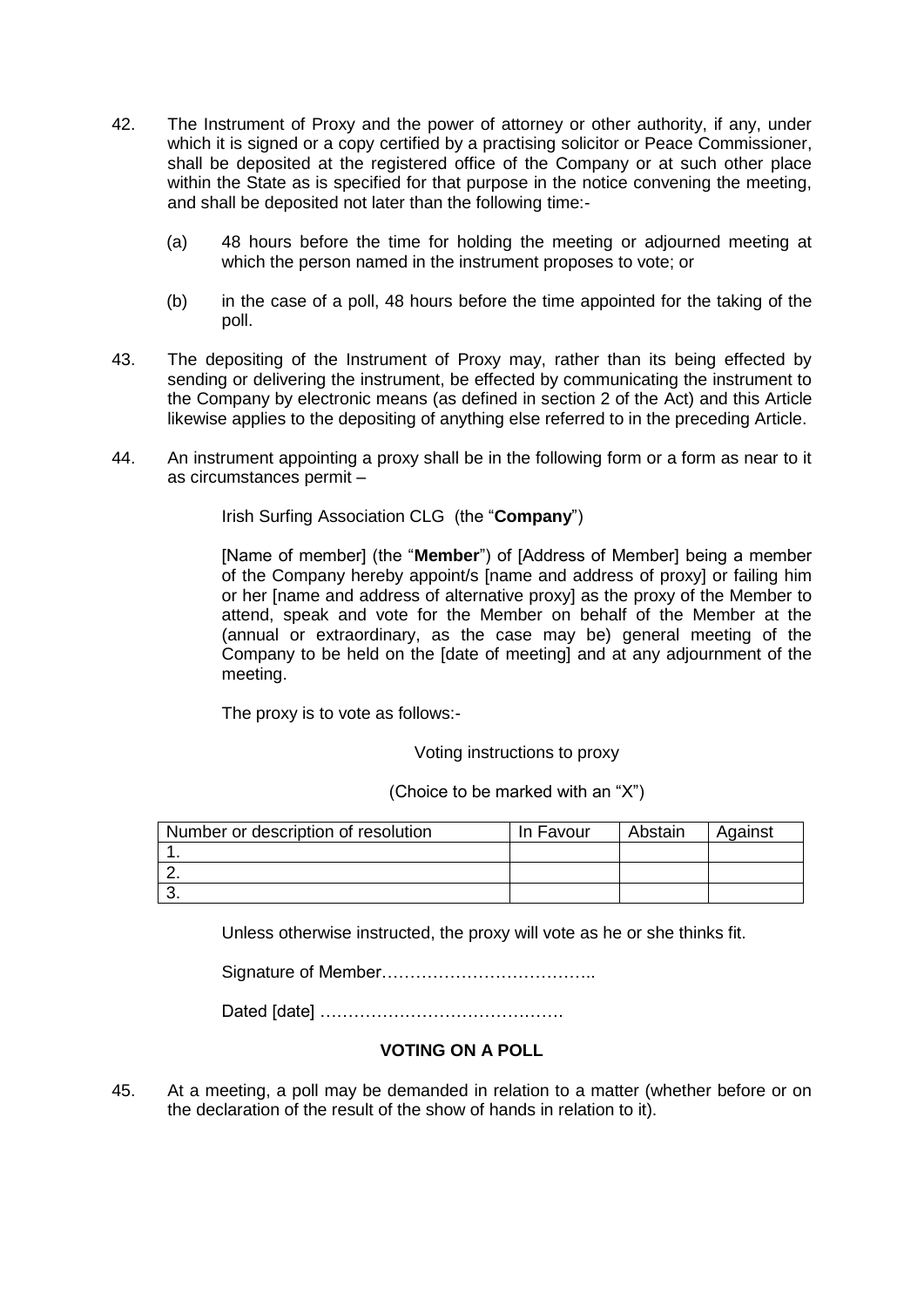42. The Instrument of Proxy and the power of attorney or other authority, if any, under which it is signed or a copy certified by a practising solicitor or Peace Commissioner, shall be deposited at the registered office of the Company or at such other place within the State as is specified for that purpose in the notice convening the meeting, and shall be deposited not later than the following time:-

    (a) 48 hours before the time for holding the meeting or adjourned meeting at which the person named in the instrument proposes to vote; or

    (b) in the case of a poll, 48 hours before the time appointed for the taking of the poll.

43. The depositing of the Instrument of Proxy may, rather than its being effected by sending or delivering the instrument, be effected by communicating the instrument to the Company by electronic means (as defined in section 2 of the Act) and this Article likewise applies to the depositing of anything else referred to in the preceding Article.

44. An instrument appointing a proxy shall be in the following form or a form as near to it as circumstances permit –

    Irish Surfing Association CLG (the "**Company**")

    [Name of member] (the "**Member**") of [Address of Member] being a member of the Company hereby appoint/s [name and address of proxy] or failing him or her [name and address of alternative proxy] as the proxy of the Member to attend, speak and vote for the Member on behalf of the Member at the (annual or extraordinary, as the case may be) general meeting of the Company to be held on the [date of meeting] and at any adjournment of the meeting.

    The proxy is to vote as follows:-

    Voting instructions to proxy

    (Choice to be marked with an "X")

| Number or description of resolution | In Favour | Abstain | Against |
|---|---|---|---|
| 1. | | | |
| 2. | | | |
| 3. | | | |

    Unless otherwise instructed, the proxy will vote as he or she thinks fit.

    Signature of Member………………………………..

    Dated [date] …………………………………….

**VOTING ON A POLL**

45. At a meeting, a poll may be demanded in relation to a matter (whether before or on the declaration of the result of the show of hands in relation to it).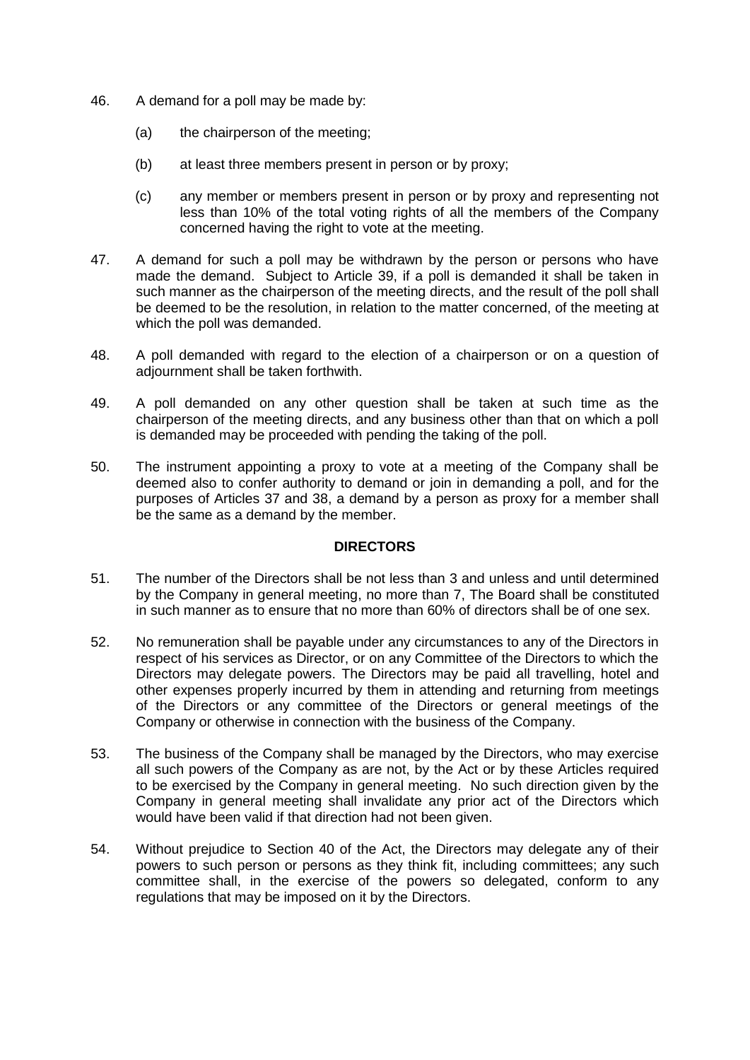46. A demand for a poll may be made by:

 (a) the chairperson of the meeting;

 (b) at least three members present in person or by proxy;

 (c) any member or members present in person or by proxy and representing not less than 10% of the total voting rights of all the members of the Company concerned having the right to vote at the meeting.

47. A demand for such a poll may be withdrawn by the person or persons who have made the demand. Subject to Article 39, if a poll is demanded it shall be taken in such manner as the chairperson of the meeting directs, and the result of the poll shall be deemed to be the resolution, in relation to the matter concerned, of the meeting at which the poll was demanded.

48. A poll demanded with regard to the election of a chairperson or on a question of adjournment shall be taken forthwith.

49. A poll demanded on any other question shall be taken at such time as the chairperson of the meeting directs, and any business other than that on which a poll is demanded may be proceeded with pending the taking of the poll.

50. The instrument appointing a proxy to vote at a meeting of the Company shall be deemed also to confer authority to demand or join in demanding a poll, and for the purposes of Articles 37 and 38, a demand by a person as proxy for a member shall be the same as a demand by the member.

**DIRECTORS**

51. The number of the Directors shall be not less than 3 and unless and until determined by the Company in general meeting, no more than 7, The Board shall be constituted in such manner as to ensure that no more than 60% of directors shall be of one sex.

52. No remuneration shall be payable under any circumstances to any of the Directors in respect of his services as Director, or on any Committee of the Directors to which the Directors may delegate powers. The Directors may be paid all travelling, hotel and other expenses properly incurred by them in attending and returning from meetings of the Directors or any committee of the Directors or general meetings of the Company or otherwise in connection with the business of the Company.

53. The business of the Company shall be managed by the Directors, who may exercise all such powers of the Company as are not, by the Act or by these Articles required to be exercised by the Company in general meeting. No such direction given by the Company in general meeting shall invalidate any prior act of the Directors which would have been valid if that direction had not been given.

54. Without prejudice to Section 40 of the Act, the Directors may delegate any of their powers to such person or persons as they think fit, including committees; any such committee shall, in the exercise of the powers so delegated, conform to any regulations that may be imposed on it by the Directors.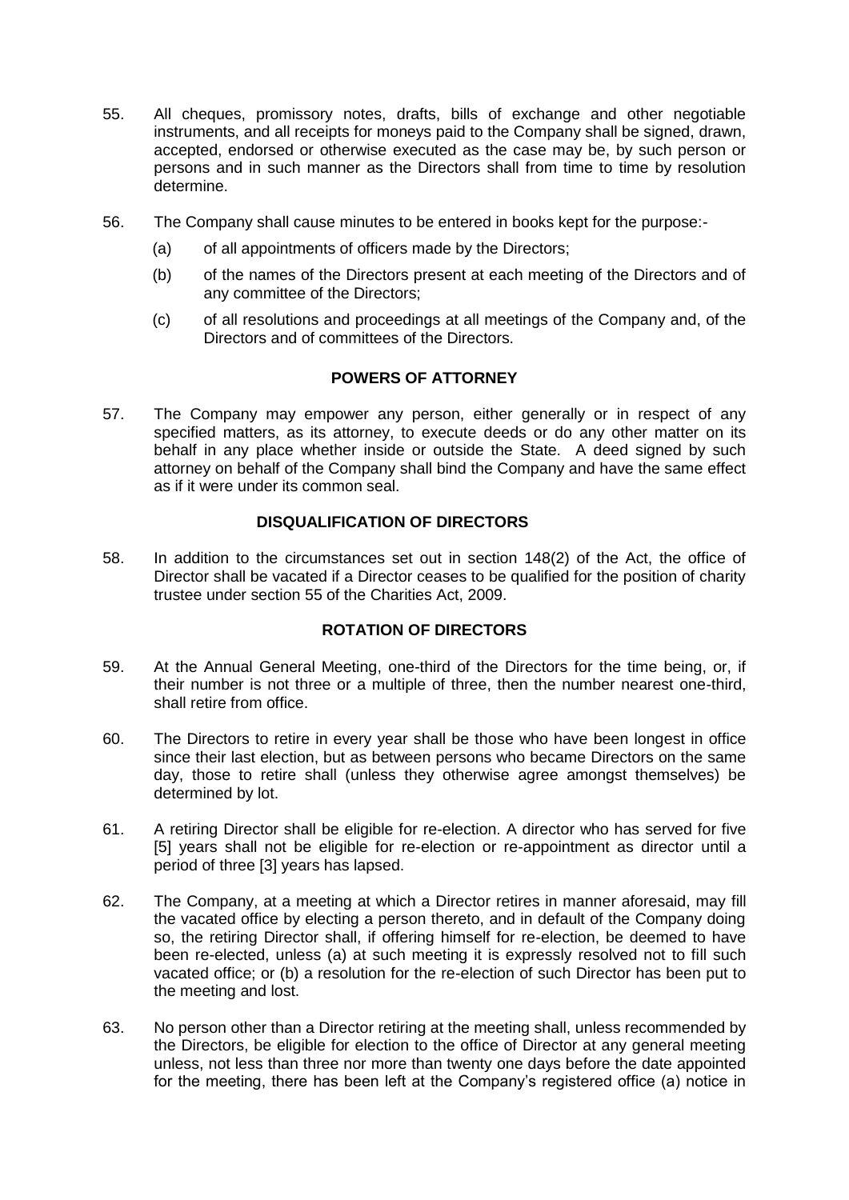55. All cheques, promissory notes, drafts, bills of exchange and other negotiable instruments, and all receipts for moneys paid to the Company shall be signed, drawn, accepted, endorsed or otherwise executed as the case may be, by such person or persons and in such manner as the Directors shall from time to time by resolution determine.

56. The Company shall cause minutes to be entered in books kept for the purpose:-

    (a) of all appointments of officers made by the Directors;

    (b) of the names of the Directors present at each meeting of the Directors and of any committee of the Directors;

    (c) of all resolutions and proceedings at all meetings of the Company and, of the Directors and of committees of the Directors.

## POWERS OF ATTORNEY

57. The Company may empower any person, either generally or in respect of any specified matters, as its attorney, to execute deeds or do any other matter on its behalf in any place whether inside or outside the State. A deed signed by such attorney on behalf of the Company shall bind the Company and have the same effect as if it were under its common seal.

## DISQUALIFICATION OF DIRECTORS

58. In addition to the circumstances set out in section 148(2) of the Act, the office of Director shall be vacated if a Director ceases to be qualified for the position of charity trustee under section 55 of the Charities Act, 2009.

## ROTATION OF DIRECTORS

59. At the Annual General Meeting, one-third of the Directors for the time being, or, if their number is not three or a multiple of three, then the number nearest one-third, shall retire from office.

60. The Directors to retire in every year shall be those who have been longest in office since their last election, but as between persons who became Directors on the same day, those to retire shall (unless they otherwise agree amongst themselves) be determined by lot.

61. A retiring Director shall be eligible for re-election. A director who has served for five [5] years shall not be eligible for re-election or re-appointment as director until a period of three [3] years has lapsed.

62. The Company, at a meeting at which a Director retires in manner aforesaid, may fill the vacated office by electing a person thereto, and in default of the Company doing so, the retiring Director shall, if offering himself for re-election, be deemed to have been re-elected, unless (a) at such meeting it is expressly resolved not to fill such vacated office; or (b) a resolution for the re-election of such Director has been put to the meeting and lost.

63. No person other than a Director retiring at the meeting shall, unless recommended by the Directors, be eligible for election to the office of Director at any general meeting unless, not less than three nor more than twenty one days before the date appointed for the meeting, there has been left at the Company's registered office (a) notice in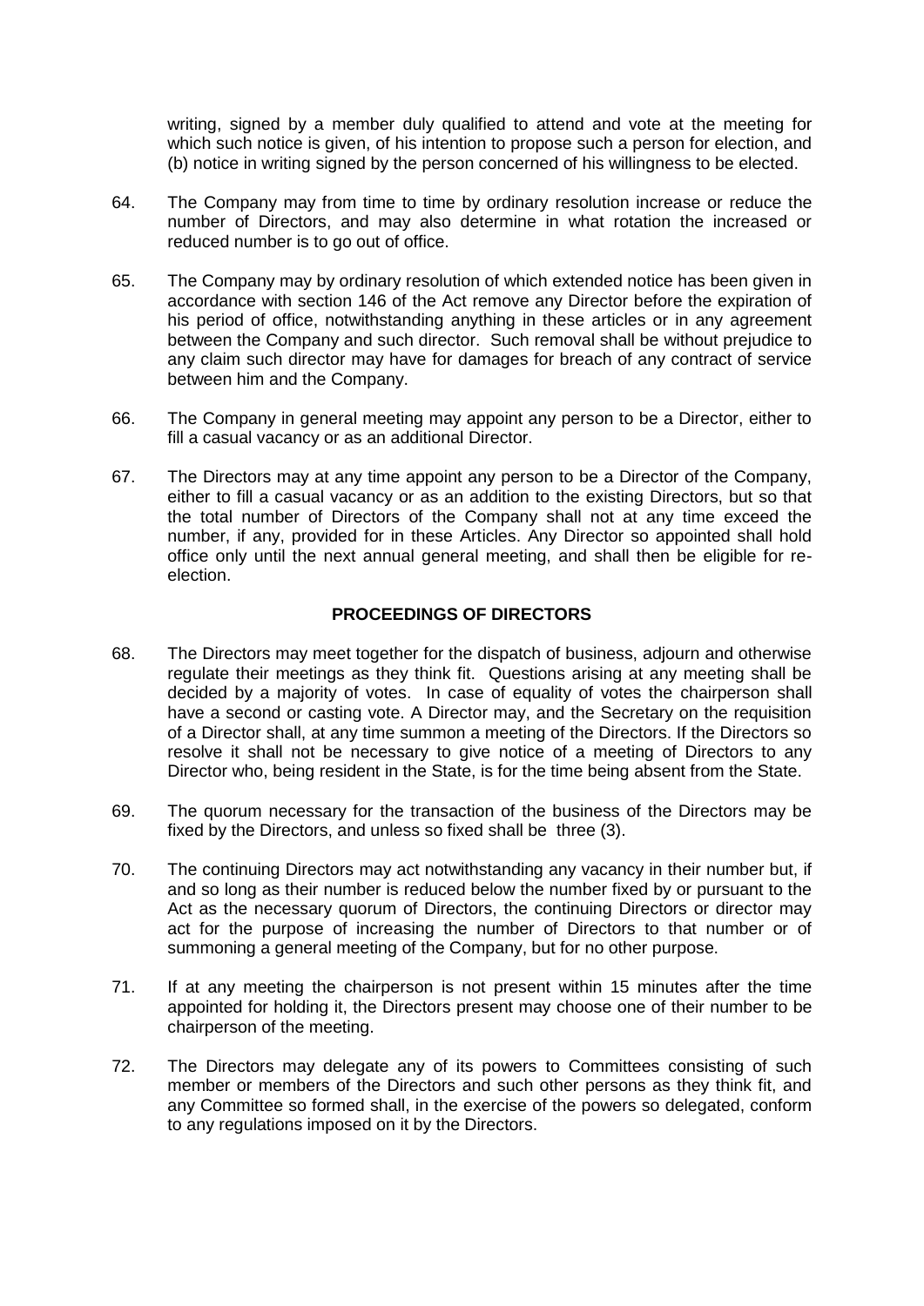writing, signed by a member duly qualified to attend and vote at the meeting for which such notice is given, of his intention to propose such a person for election, and (b) notice in writing signed by the person concerned of his willingness to be elected.

64. The Company may from time to time by ordinary resolution increase or reduce the number of Directors, and may also determine in what rotation the increased or reduced number is to go out of office.

65. The Company may by ordinary resolution of which extended notice has been given in accordance with section 146 of the Act remove any Director before the expiration of his period of office, notwithstanding anything in these articles or in any agreement between the Company and such director. Such removal shall be without prejudice to any claim such director may have for damages for breach of any contract of service between him and the Company.

66. The Company in general meeting may appoint any person to be a Director, either to fill a casual vacancy or as an additional Director.

67. The Directors may at any time appoint any person to be a Director of the Company, either to fill a casual vacancy or as an addition to the existing Directors, but so that the total number of Directors of the Company shall not at any time exceed the number, if any, provided for in these Articles. Any Director so appointed shall hold office only until the next annual general meeting, and shall then be eligible for re-election.

## PROCEEDINGS OF DIRECTORS

68. The Directors may meet together for the dispatch of business, adjourn and otherwise regulate their meetings as they think fit. Questions arising at any meeting shall be decided by a majority of votes. In case of equality of votes the chairperson shall have a second or casting vote. A Director may, and the Secretary on the requisition of a Director shall, at any time summon a meeting of the Directors. If the Directors so resolve it shall not be necessary to give notice of a meeting of Directors to any Director who, being resident in the State, is for the time being absent from the State.

69. The quorum necessary for the transaction of the business of the Directors may be fixed by the Directors, and unless so fixed shall be three (3).

70. The continuing Directors may act notwithstanding any vacancy in their number but, if and so long as their number is reduced below the number fixed by or pursuant to the Act as the necessary quorum of Directors, the continuing Directors or director may act for the purpose of increasing the number of Directors to that number or of summoning a general meeting of the Company, but for no other purpose.

71. If at any meeting the chairperson is not present within 15 minutes after the time appointed for holding it, the Directors present may choose one of their number to be chairperson of the meeting.

72. The Directors may delegate any of its powers to Committees consisting of such member or members of the Directors and such other persons as they think fit, and any Committee so formed shall, in the exercise of the powers so delegated, conform to any regulations imposed on it by the Directors.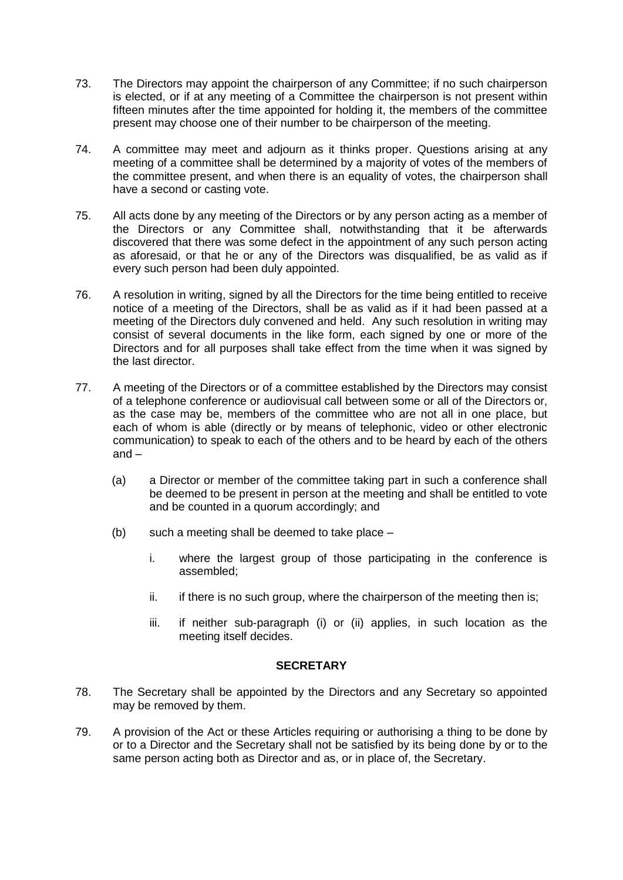73. The Directors may appoint the chairperson of any Committee; if no such chairperson is elected, or if at any meeting of a Committee the chairperson is not present within fifteen minutes after the time appointed for holding it, the members of the committee present may choose one of their number to be chairperson of the meeting.

74. A committee may meet and adjourn as it thinks proper. Questions arising at any meeting of a committee shall be determined by a majority of votes of the members of the committee present, and when there is an equality of votes, the chairperson shall have a second or casting vote.

75. All acts done by any meeting of the Directors or by any person acting as a member of the Directors or any Committee shall, notwithstanding that it be afterwards discovered that there was some defect in the appointment of any such person acting as aforesaid, or that he or any of the Directors was disqualified, be as valid as if every such person had been duly appointed.

76. A resolution in writing, signed by all the Directors for the time being entitled to receive notice of a meeting of the Directors, shall be as valid as if it had been passed at a meeting of the Directors duly convened and held. Any such resolution in writing may consist of several documents in the like form, each signed by one or more of the Directors and for all purposes shall take effect from the time when it was signed by the last director.

77. A meeting of the Directors or of a committee established by the Directors may consist of a telephone conference or audiovisual call between some or all of the Directors or, as the case may be, members of the committee who are not all in one place, but each of whom is able (directly or by means of telephonic, video or other electronic communication) to speak to each of the others and to be heard by each of the others and –

    (a) a Director or member of the committee taking part in such a conference shall be deemed to be present in person at the meeting and shall be entitled to vote and be counted in a quorum accordingly; and

    (b) such a meeting shall be deemed to take place –

        i. where the largest group of those participating in the conference is assembled;

        ii. if there is no such group, where the chairperson of the meeting then is;

        iii. if neither sub-paragraph (i) or (ii) applies, in such location as the meeting itself decides.

**SECRETARY**

78. The Secretary shall be appointed by the Directors and any Secretary so appointed may be removed by them.

79. A provision of the Act or these Articles requiring or authorising a thing to be done by or to a Director and the Secretary shall not be satisfied by its being done by or to the same person acting both as Director and as, or in place of, the Secretary.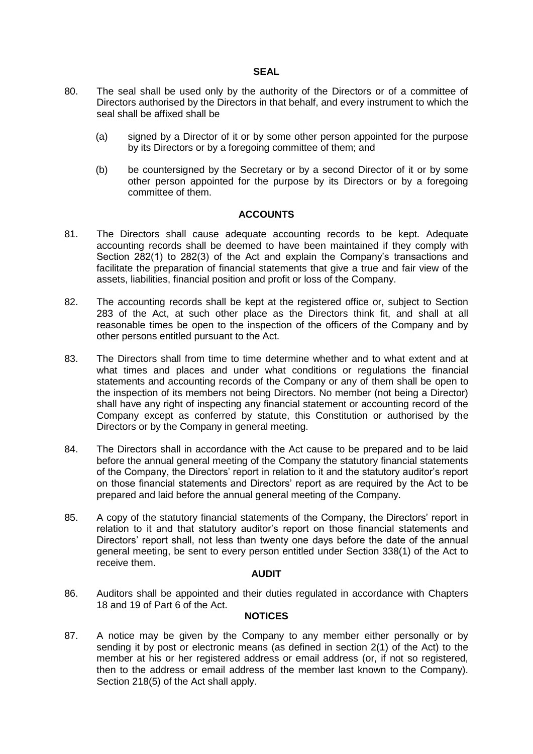## SEAL

80. The seal shall be used only by the authority of the Directors or of a committee of Directors authorised by the Directors in that behalf, and every instrument to which the seal shall be affixed shall be

    (a) signed by a Director of it or by some other person appointed for the purpose by its Directors or by a foregoing committee of them; and

    (b) be countersigned by the Secretary or by a second Director of it or by some other person appointed for the purpose by its Directors or by a foregoing committee of them.

## ACCOUNTS

81. The Directors shall cause adequate accounting records to be kept. Adequate accounting records shall be deemed to have been maintained if they comply with Section 282(1) to 282(3) of the Act and explain the Company's transactions and facilitate the preparation of financial statements that give a true and fair view of the assets, liabilities, financial position and profit or loss of the Company.

82. The accounting records shall be kept at the registered office or, subject to Section 283 of the Act, at such other place as the Directors think fit, and shall at all reasonable times be open to the inspection of the officers of the Company and by other persons entitled pursuant to the Act.

83. The Directors shall from time to time determine whether and to what extent and at what times and places and under what conditions or regulations the financial statements and accounting records of the Company or any of them shall be open to the inspection of its members not being Directors. No member (not being a Director) shall have any right of inspecting any financial statement or accounting record of the Company except as conferred by statute, this Constitution or authorised by the Directors or by the Company in general meeting.

84. The Directors shall in accordance with the Act cause to be prepared and to be laid before the annual general meeting of the Company the statutory financial statements of the Company, the Directors' report in relation to it and the statutory auditor's report on those financial statements and Directors' report as are required by the Act to be prepared and laid before the annual general meeting of the Company.

85. A copy of the statutory financial statements of the Company, the Directors' report in relation to it and that statutory auditor's report on those financial statements and Directors' report shall, not less than twenty one days before the date of the annual general meeting, be sent to every person entitled under Section 338(1) of the Act to receive them.

## AUDIT

86. Auditors shall be appointed and their duties regulated in accordance with Chapters 18 and 19 of Part 6 of the Act.

## NOTICES

87. A notice may be given by the Company to any member either personally or by sending it by post or electronic means (as defined in section 2(1) of the Act) to the member at his or her registered address or email address (or, if not so registered, then to the address or email address of the member last known to the Company). Section 218(5) of the Act shall apply.